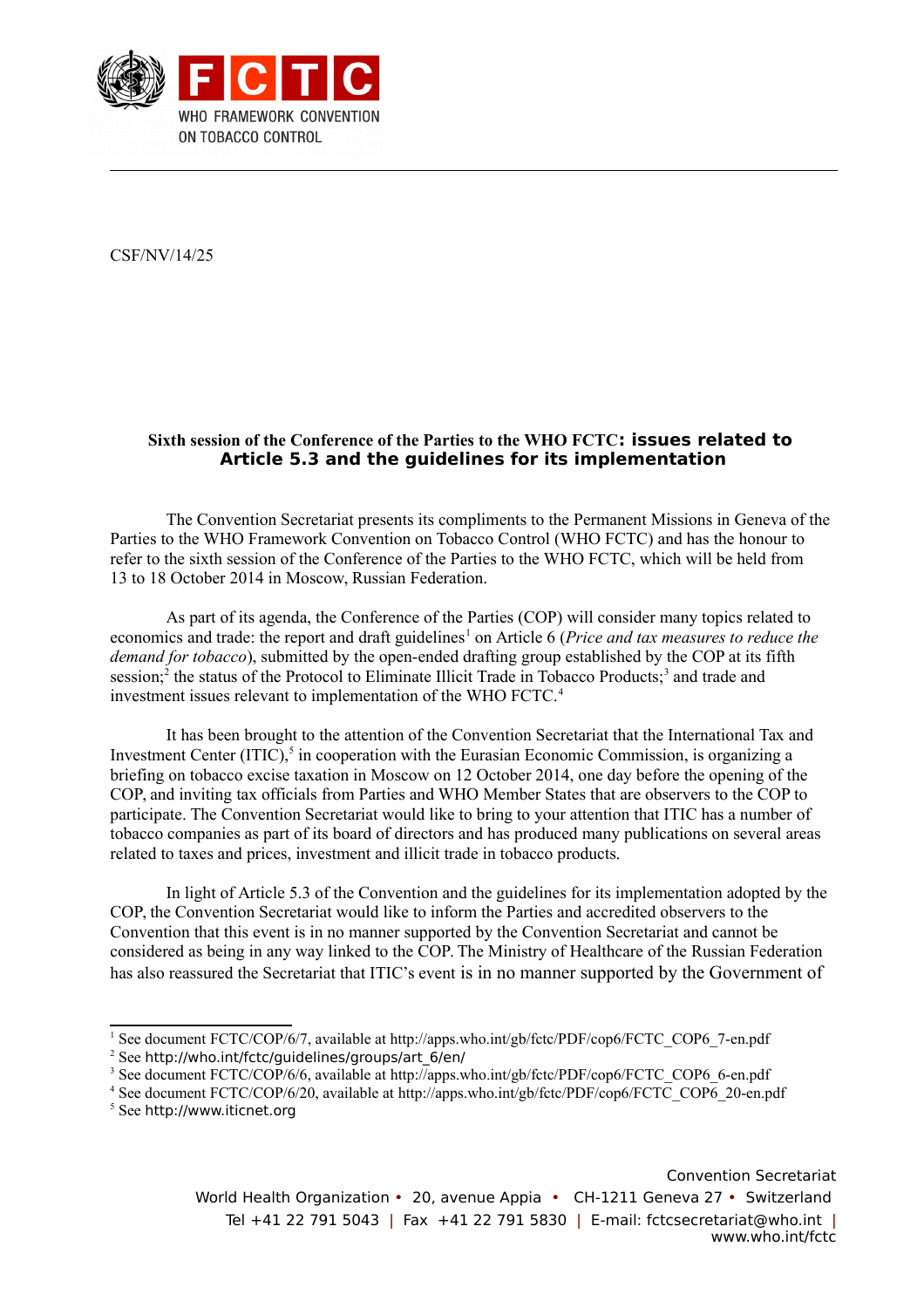FCTC
WHO FRAMEWORK CONVENTION ON TOBACCO CONTROL

CSF/NV/14/25

**Sixth session of the Conference of the Parties to the WHO FCTC: issues related to Article 5.3 and the guidelines for its implementation**

The Convention Secretariat presents its compliments to the Permanent Missions in Geneva of the Parties to the WHO Framework Convention on Tobacco Control (WHO FCTC) and has the honour to refer to the sixth session of the Conference of the Parties to the WHO FCTC, which will be held from 13 to 18 October 2014 in Moscow, Russian Federation.

As part of its agenda, the Conference of the Parties (COP) will consider many topics related to economics and trade: the report and draft guidelines[1] on Article 6 (*Price and tax measures to reduce the demand for tobacco*), submitted by the open-ended drafting group established by the COP at its fifth session;[2] the status of the Protocol to Eliminate Illicit Trade in Tobacco Products;[3] and trade and investment issues relevant to implementation of the WHO FCTC.[4]

It has been brought to the attention of the Convention Secretariat that the International Tax and Investment Center (ITIC),[5] in cooperation with the Eurasian Economic Commission, is organizing a briefing on tobacco excise taxation in Moscow on 12 October 2014, one day before the opening of the COP, and inviting tax officials from Parties and WHO Member States that are observers to the COP to participate. The Convention Secretariat would like to bring to your attention that ITIC has a number of tobacco companies as part of its board of directors and has produced many publications on several areas related to taxes and prices, investment and illicit trade in tobacco products.

In light of Article 5.3 of the Convention and the guidelines for its implementation adopted by the COP, the Convention Secretariat would like to inform the Parties and accredited observers to the Convention that this event is in no manner supported by the Convention Secretariat and cannot be considered as being in any way linked to the COP. The Ministry of Healthcare of the Russian Federation has also reassured the Secretariat that ITIC's event is in no manner supported by the Government of

---

[1] See document FCTC/COP/6/7, available at http://apps.who.int/gb/fctc/PDF/cop6/FCTC_COP6_7-en.pdf

[2] See http://who.int/fctc/guidelines/groups/art_6/en/

[3] See document FCTC/COP/6/6, available at http://apps.who.int/gb/fctc/PDF/cop6/FCTC_COP6_6-en.pdf

[4] See document FCTC/COP/6/20, available at http://apps.who.int/gb/fctc/PDF/cop6/FCTC_COP6_20-en.pdf

[5] See http://www.iticnet.org

Convention Secretariat
World Health Organization • 20, avenue Appia • CH-1211 Geneva 27 • Switzerland
Tel +41 22 791 5043 | Fax +41 22 791 5830 | E-mail: fctcsecretariat@who.int | www.who.int/fctc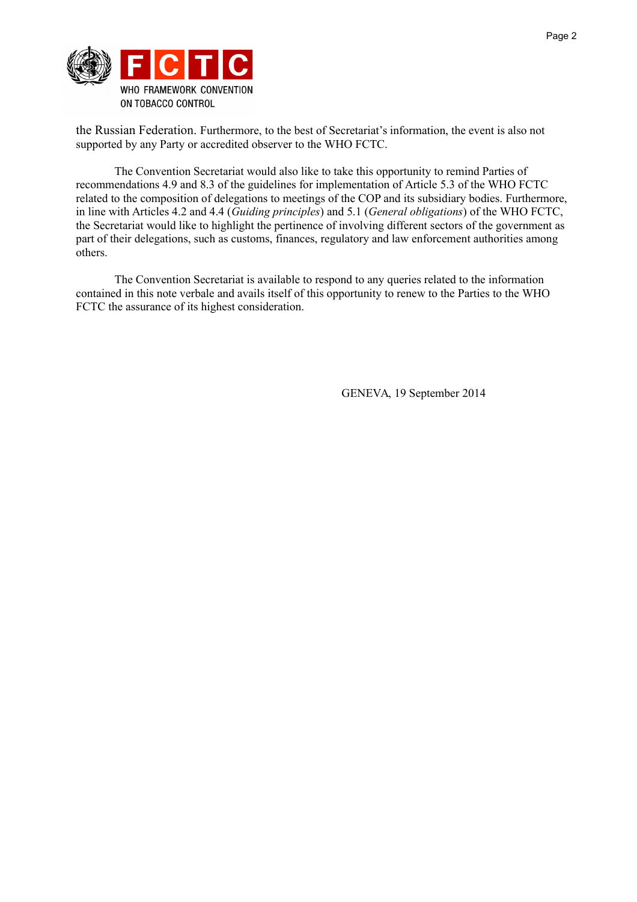the Russian Federation. Furthermore, to the best of Secretariat's information, the event is also not supported by any Party or accredited observer to the WHO FCTC.

The Convention Secretariat would also like to take this opportunity to remind Parties of recommendations 4.9 and 8.3 of the guidelines for implementation of Article 5.3 of the WHO FCTC related to the composition of delegations to meetings of the COP and its subsidiary bodies. Furthermore, in line with Articles 4.2 and 4.4 (*Guiding principles*) and 5.1 (*General obligations*) of the WHO FCTC, the Secretariat would like to highlight the pertinence of involving different sectors of the government as part of their delegations, such as customs, finances, regulatory and law enforcement authorities among others.

The Convention Secretariat is available to respond to any queries related to the information contained in this note verbale and avails itself of this opportunity to renew to the Parties to the WHO FCTC the assurance of its highest consideration.

GENEVA, 19 September 2014